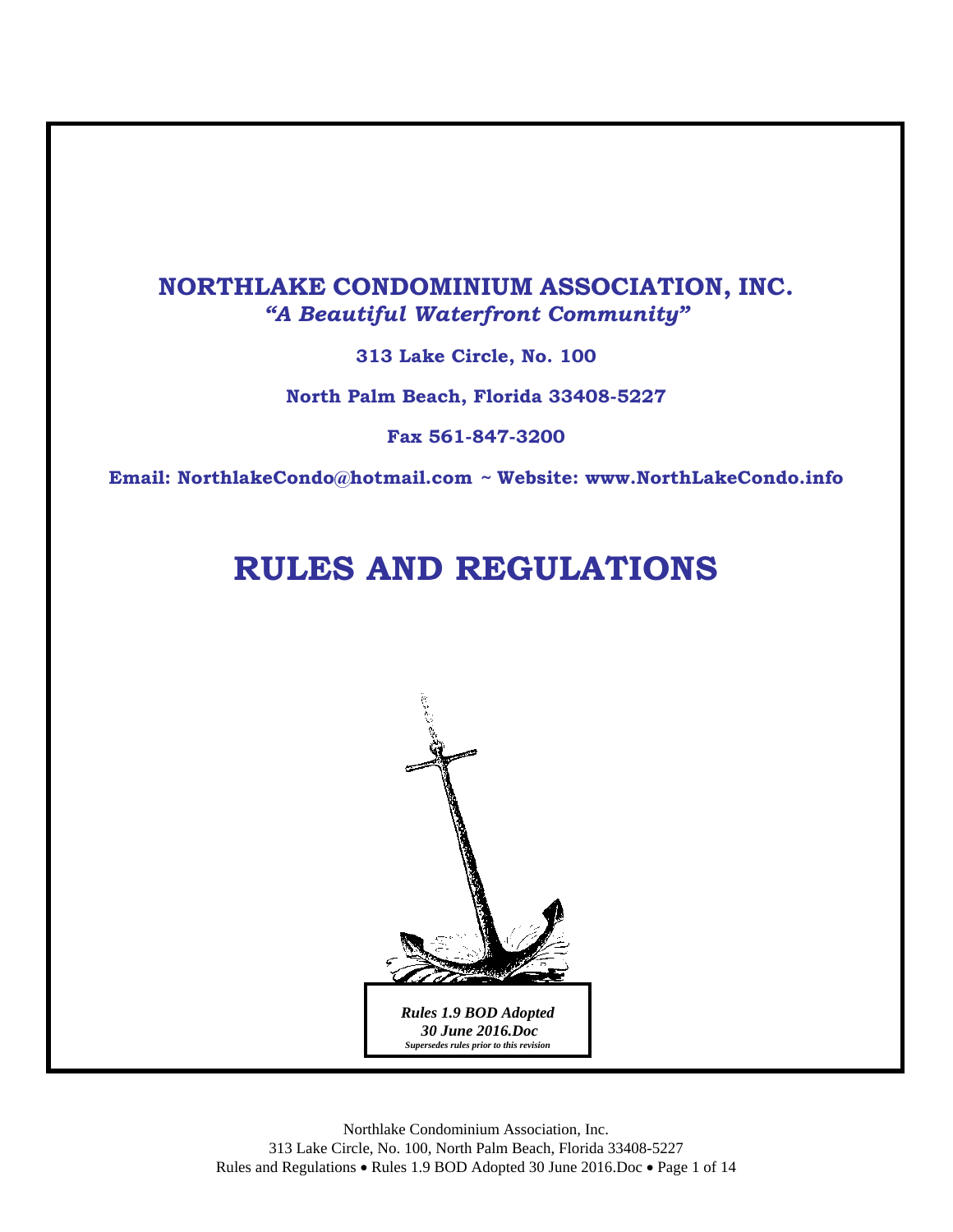# NORTHLAKE CONDOMINIUM ASSOCIATION, INC.

*"A Beautiful Waterfront Community"*

**313 Lake Circle, No. 100**

**North Palm Beach, Florida 33408-5227**

**Fax 561-847-3200**

**Email: NorthlakeCondo@hotmail.com ~ Website: www.NorthLakeCondo.info**

# RULES AND REGULATIONS

***Rules 1.9 BOD Adopted 30 June 2016.Doc***

***Supersedes rules prior to this revision***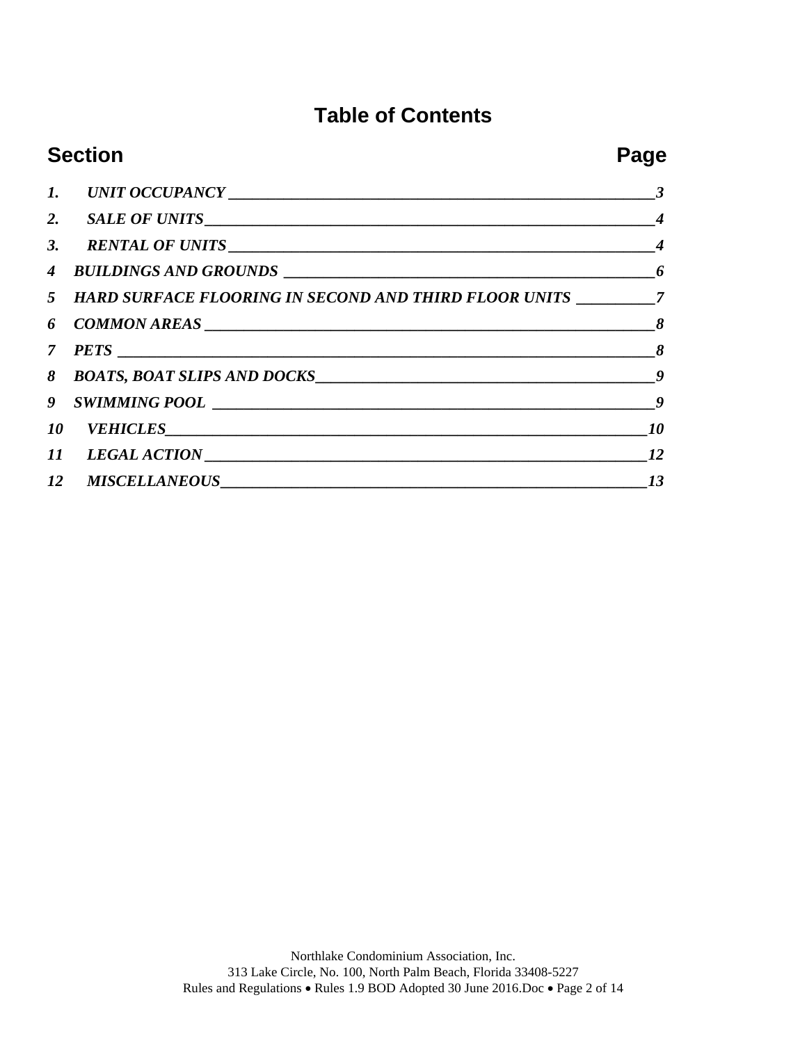# Table of Contents

| Section | Page |
| --- | --- |
| *1. UNIT OCCUPANCY* | *3* |
| *2. SALE OF UNITS* | *4* |
| *3. RENTAL OF UNITS* | *4* |
| *4 BUILDINGS AND GROUNDS* | *6* |
| *5 HARD SURFACE FLOORING IN SECOND AND THIRD FLOOR UNITS* | *7* |
| *6 COMMON AREAS* | *8* |
| *7 PETS* | *8* |
| *8 BOATS, BOAT SLIPS AND DOCKS* | *9* |
| *9 SWIMMING POOL* | *9* |
| *10 VEHICLES* | *10* |
| *11 LEGAL ACTION* | *12* |
| *12 MISCELLANEOUS* | *13* |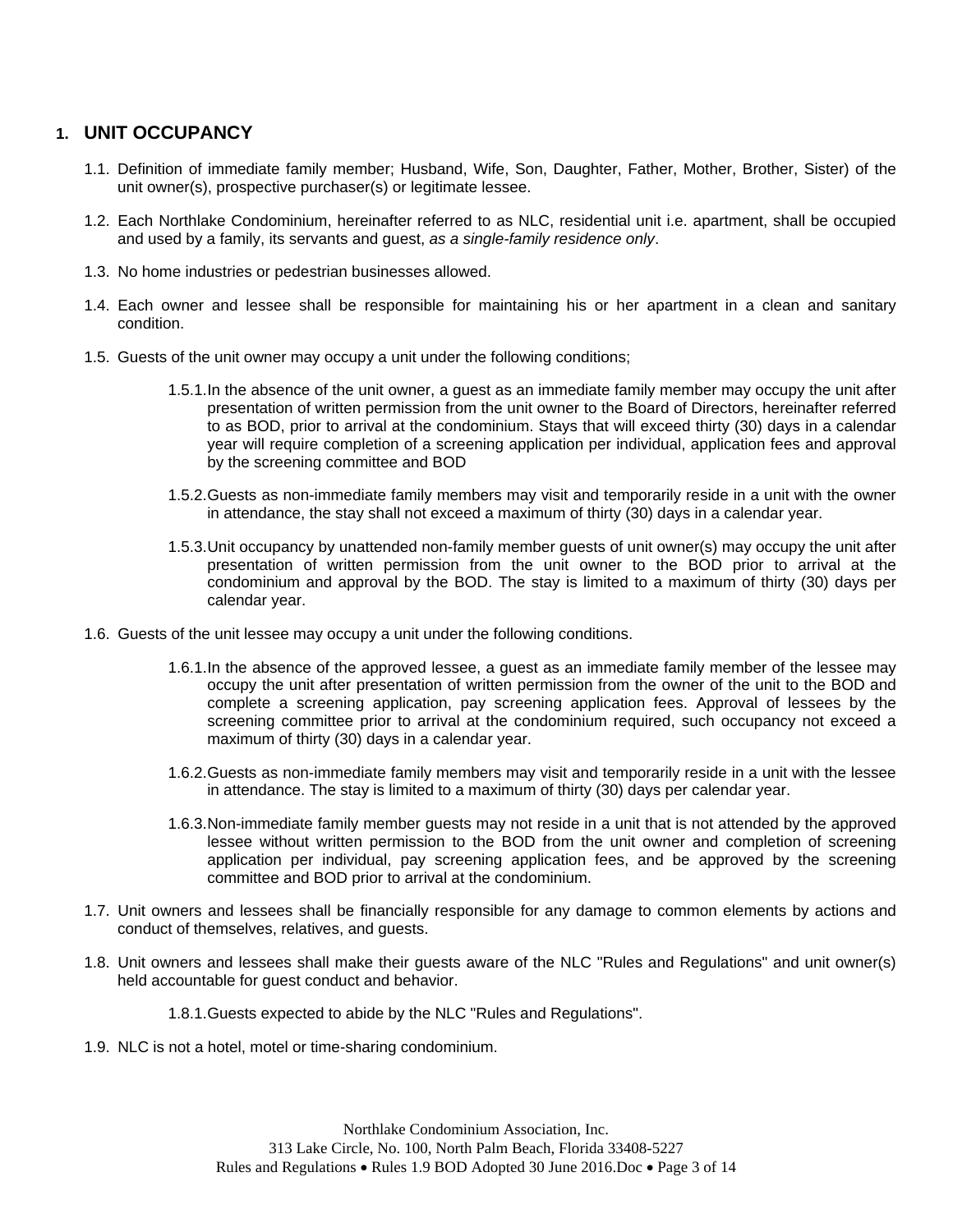## 1. UNIT OCCUPANCY

1.1. Definition of immediate family member; Husband, Wife, Son, Daughter, Father, Mother, Brother, Sister) of the unit owner(s), prospective purchaser(s) or legitimate lessee.

1.2. Each Northlake Condominium, hereinafter referred to as NLC, residential unit i.e. apartment, shall be occupied and used by a family, its servants and guest, *as a single-family residence only*.

1.3. No home industries or pedestrian businesses allowed.

1.4. Each owner and lessee shall be responsible for maintaining his or her apartment in a clean and sanitary condition.

1.5. Guests of the unit owner may occupy a unit under the following conditions;

  1.5.1. In the absence of the unit owner, a guest as an immediate family member may occupy the unit after presentation of written permission from the unit owner to the Board of Directors, hereinafter referred to as BOD, prior to arrival at the condominium. Stays that will exceed thirty (30) days in a calendar year will require completion of a screening application per individual, application fees and approval by the screening committee and BOD

  1.5.2. Guests as non-immediate family members may visit and temporarily reside in a unit with the owner in attendance, the stay shall not exceed a maximum of thirty (30) days in a calendar year.

  1.5.3. Unit occupancy by unattended non-family member guests of unit owner(s) may occupy the unit after presentation of written permission from the unit owner to the BOD prior to arrival at the condominium and approval by the BOD. The stay is limited to a maximum of thirty (30) days per calendar year.

1.6. Guests of the unit lessee may occupy a unit under the following conditions.

  1.6.1. In the absence of the approved lessee, a guest as an immediate family member of the lessee may occupy the unit after presentation of written permission from the owner of the unit to the BOD and complete a screening application, pay screening application fees. Approval of lessees by the screening committee prior to arrival at the condominium required, such occupancy not exceed a maximum of thirty (30) days in a calendar year.

  1.6.2. Guests as non-immediate family members may visit and temporarily reside in a unit with the lessee in attendance. The stay is limited to a maximum of thirty (30) days per calendar year.

  1.6.3. Non-immediate family member guests may not reside in a unit that is not attended by the approved lessee without written permission to the BOD from the unit owner and completion of screening application per individual, pay screening application fees, and be approved by the screening committee and BOD prior to arrival at the condominium.

1.7. Unit owners and lessees shall be financially responsible for any damage to common elements by actions and conduct of themselves, relatives, and guests.

1.8. Unit owners and lessees shall make their guests aware of the NLC "Rules and Regulations" and unit owner(s) held accountable for guest conduct and behavior.

  1.8.1. Guests expected to abide by the NLC "Rules and Regulations".

1.9. NLC is not a hotel, motel or time-sharing condominium.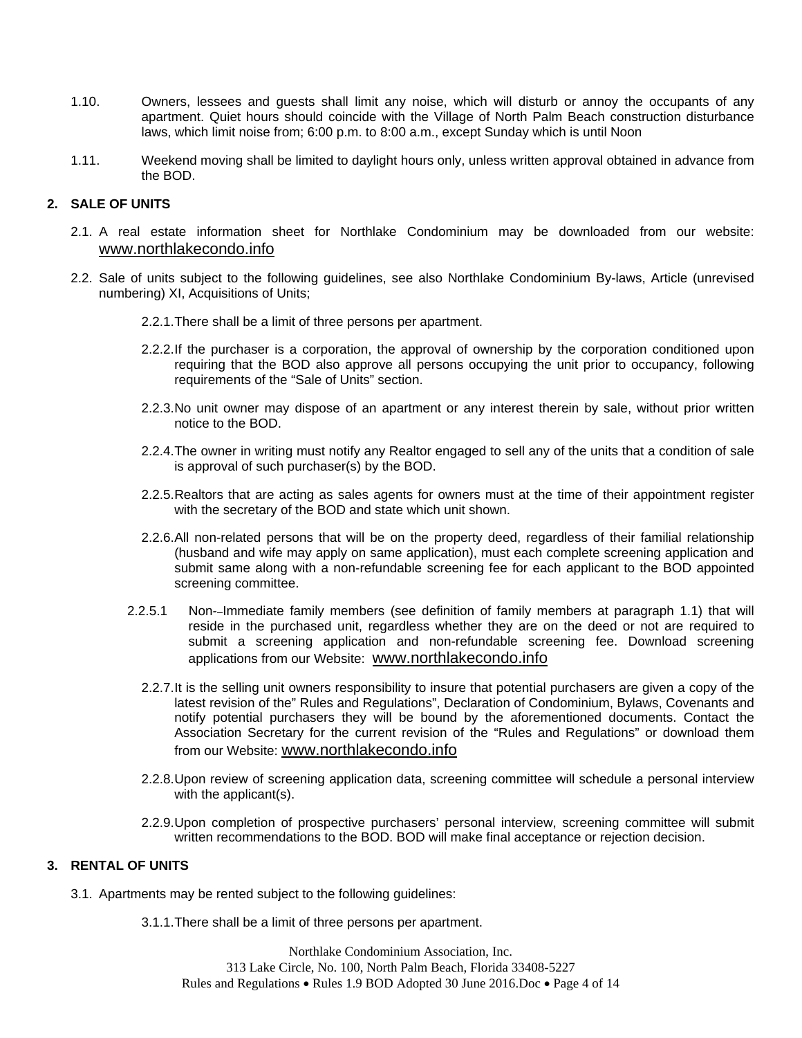1.10. Owners, lessees and guests shall limit any noise, which will disturb or annoy the occupants of any apartment. Quiet hours should coincide with the Village of North Palm Beach construction disturbance laws, which limit noise from; 6:00 p.m. to 8:00 a.m., except Sunday which is until Noon

1.11. Weekend moving shall be limited to daylight hours only, unless written approval obtained in advance from the BOD.

## 2. SALE OF UNITS

2.1. A real estate information sheet for Northlake Condominium may be downloaded from our website: www.northlakecondo.info

2.2. Sale of units subject to the following guidelines, see also Northlake Condominium By-laws, Article (unrevised numbering) XI, Acquisitions of Units;

2.2.1. There shall be a limit of three persons per apartment.

2.2.2. If the purchaser is a corporation, the approval of ownership by the corporation conditioned upon requiring that the BOD also approve all persons occupying the unit prior to occupancy, following requirements of the "Sale of Units" section.

2.2.3. No unit owner may dispose of an apartment or any interest therein by sale, without prior written notice to the BOD.

2.2.4. The owner in writing must notify any Realtor engaged to sell any of the units that a condition of sale is approval of such purchaser(s) by the BOD.

2.2.5. Realtors that are acting as sales agents for owners must at the time of their appointment register with the secretary of the BOD and state which unit shown.

2.2.6. All non-related persons that will be on the property deed, regardless of their familial relationship (husband and wife may apply on same application), must each complete screening application and submit same along with a non-refundable screening fee for each applicant to the BOD appointed screening committee.

2.2.5.1 Non-–Immediate family members (see definition of family members at paragraph 1.1) that will reside in the purchased unit, regardless whether they are on the deed or not are required to submit a screening application and non-refundable screening fee. Download screening applications from our Website: www.northlakecondo.info

2.2.7. It is the selling unit owners responsibility to insure that potential purchasers are given a copy of the latest revision of the" Rules and Regulations", Declaration of Condominium, Bylaws, Covenants and notify potential purchasers they will be bound by the aforementioned documents. Contact the Association Secretary for the current revision of the "Rules and Regulations" or download them from our Website: www.northlakecondo.info

2.2.8. Upon review of screening application data, screening committee will schedule a personal interview with the applicant(s).

2.2.9. Upon completion of prospective purchasers' personal interview, screening committee will submit written recommendations to the BOD. BOD will make final acceptance or rejection decision.

## 3. RENTAL OF UNITS

3.1. Apartments may be rented subject to the following guidelines:

3.1.1. There shall be a limit of three persons per apartment.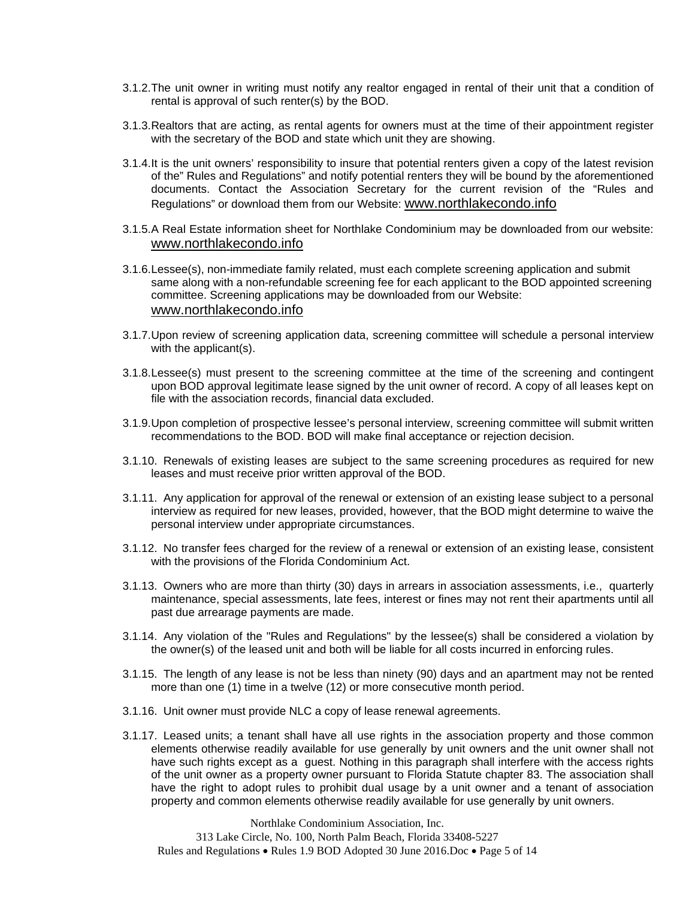3.1.2. The unit owner in writing must notify any realtor engaged in rental of their unit that a condition of rental is approval of such renter(s) by the BOD.

3.1.3. Realtors that are acting, as rental agents for owners must at the time of their appointment register with the secretary of the BOD and state which unit they are showing.

3.1.4. It is the unit owners' responsibility to insure that potential renters given a copy of the latest revision of the" Rules and Regulations" and notify potential renters they will be bound by the aforementioned documents. Contact the Association Secretary for the current revision of the "Rules and Regulations" or download them from our Website: www.northlakecondo.info

3.1.5. A Real Estate information sheet for Northlake Condominium may be downloaded from our website: www.northlakecondo.info

3.1.6. Lessee(s), non-immediate family related, must each complete screening application and submit same along with a non-refundable screening fee for each applicant to the BOD appointed screening committee. Screening applications may be downloaded from our Website: www.northlakecondo.info

3.1.7. Upon review of screening application data, screening committee will schedule a personal interview with the applicant(s).

3.1.8. Lessee(s) must present to the screening committee at the time of the screening and contingent upon BOD approval legitimate lease signed by the unit owner of record. A copy of all leases kept on file with the association records, financial data excluded.

3.1.9. Upon completion of prospective lessee's personal interview, screening committee will submit written recommendations to the BOD. BOD will make final acceptance or rejection decision.

3.1.10. Renewals of existing leases are subject to the same screening procedures as required for new leases and must receive prior written approval of the BOD.

3.1.11. Any application for approval of the renewal or extension of an existing lease subject to a personal interview as required for new leases, provided, however, that the BOD might determine to waive the personal interview under appropriate circumstances.

3.1.12. No transfer fees charged for the review of a renewal or extension of an existing lease, consistent with the provisions of the Florida Condominium Act.

3.1.13. Owners who are more than thirty (30) days in arrears in association assessments, i.e., quarterly maintenance, special assessments, late fees, interest or fines may not rent their apartments until all past due arrearage payments are made.

3.1.14. Any violation of the "Rules and Regulations" by the lessee(s) shall be considered a violation by the owner(s) of the leased unit and both will be liable for all costs incurred in enforcing rules.

3.1.15. The length of any lease is not be less than ninety (90) days and an apartment may not be rented more than one (1) time in a twelve (12) or more consecutive month period.

3.1.16. Unit owner must provide NLC a copy of lease renewal agreements.

3.1.17. Leased units; a tenant shall have all use rights in the association property and those common elements otherwise readily available for use generally by unit owners and the unit owner shall not have such rights except as a guest. Nothing in this paragraph shall interfere with the access rights of the unit owner as a property owner pursuant to Florida Statute chapter 83. The association shall have the right to adopt rules to prohibit dual usage by a unit owner and a tenant of association property and common elements otherwise readily available for use generally by unit owners.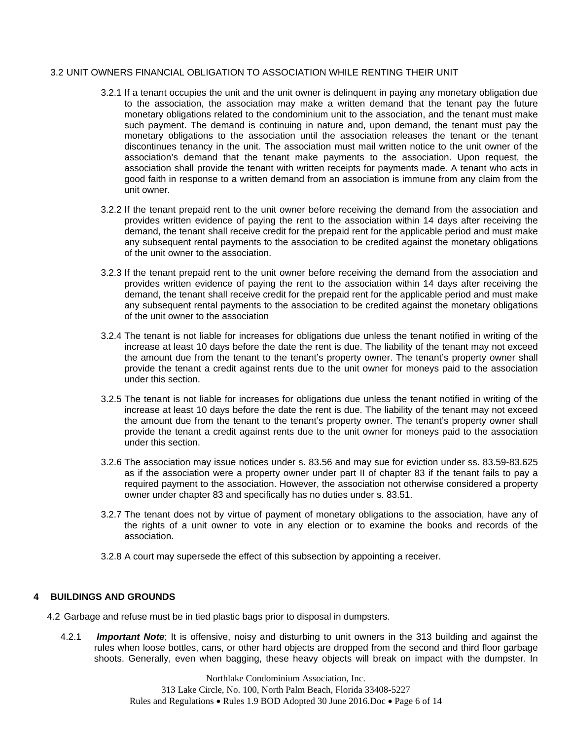3.2 UNIT OWNERS FINANCIAL OBLIGATION TO ASSOCIATION WHILE RENTING THEIR UNIT

3.2.1 If a tenant occupies the unit and the unit owner is delinquent in paying any monetary obligation due to the association, the association may make a written demand that the tenant pay the future monetary obligations related to the condominium unit to the association, and the tenant must make such payment. The demand is continuing in nature and, upon demand, the tenant must pay the monetary obligations to the association until the association releases the tenant or the tenant discontinues tenancy in the unit. The association must mail written notice to the unit owner of the association's demand that the tenant make payments to the association. Upon request, the association shall provide the tenant with written receipts for payments made. A tenant who acts in good faith in response to a written demand from an association is immune from any claim from the unit owner.

3.2.2 If the tenant prepaid rent to the unit owner before receiving the demand from the association and provides written evidence of paying the rent to the association within 14 days after receiving the demand, the tenant shall receive credit for the prepaid rent for the applicable period and must make any subsequent rental payments to the association to be credited against the monetary obligations of the unit owner to the association.

3.2.3 If the tenant prepaid rent to the unit owner before receiving the demand from the association and provides written evidence of paying the rent to the association within 14 days after receiving the demand, the tenant shall receive credit for the prepaid rent for the applicable period and must make any subsequent rental payments to the association to be credited against the monetary obligations of the unit owner to the association

3.2.4 The tenant is not liable for increases for obligations due unless the tenant notified in writing of the increase at least 10 days before the date the rent is due. The liability of the tenant may not exceed the amount due from the tenant to the tenant's property owner. The tenant's property owner shall provide the tenant a credit against rents due to the unit owner for moneys paid to the association under this section.

3.2.5 The tenant is not liable for increases for obligations due unless the tenant notified in writing of the increase at least 10 days before the date the rent is due. The liability of the tenant may not exceed the amount due from the tenant to the tenant's property owner. The tenant's property owner shall provide the tenant a credit against rents due to the unit owner for moneys paid to the association under this section.

3.2.6 The association may issue notices under s. 83.56 and may sue for eviction under ss. 83.59-83.625 as if the association were a property owner under part II of chapter 83 if the tenant fails to pay a required payment to the association. However, the association not otherwise considered a property owner under chapter 83 and specifically has no duties under s. 83.51.

3.2.7 The tenant does not by virtue of payment of monetary obligations to the association, have any of the rights of a unit owner to vote in any election or to examine the books and records of the association.

3.2.8 A court may supersede the effect of this subsection by appointing a receiver.

## 4 BUILDINGS AND GROUNDS

4.2 Garbage and refuse must be in tied plastic bags prior to disposal in dumpsters.

4.2.1 ***Important Note***; It is offensive, noisy and disturbing to unit owners in the 313 building and against the rules when loose bottles, cans, or other hard objects are dropped from the second and third floor garbage shoots. Generally, even when bagging, these heavy objects will break on impact with the dumpster. In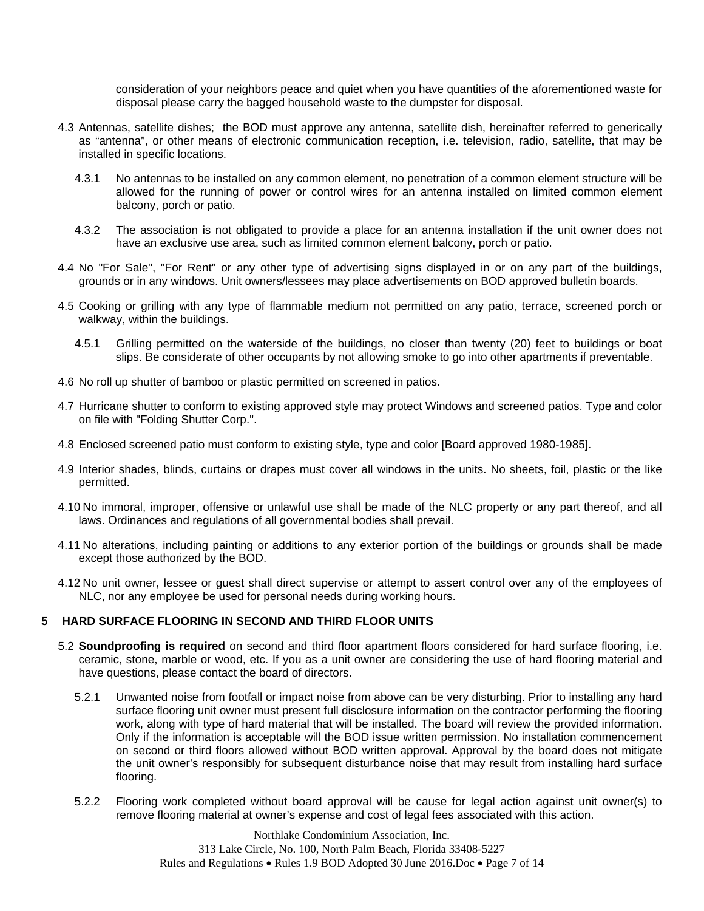consideration of your neighbors peace and quiet when you have quantities of the aforementioned waste for disposal please carry the bagged household waste to the dumpster for disposal.

4.3 Antennas, satellite dishes; the BOD must approve any antenna, satellite dish, hereinafter referred to generically as "antenna", or other means of electronic communication reception, i.e. television, radio, satellite, that may be installed in specific locations.

4.3.1 No antennas to be installed on any common element, no penetration of a common element structure will be allowed for the running of power or control wires for an antenna installed on limited common element balcony, porch or patio.

4.3.2 The association is not obligated to provide a place for an antenna installation if the unit owner does not have an exclusive use area, such as limited common element balcony, porch or patio.

4.4 No "For Sale", "For Rent" or any other type of advertising signs displayed in or on any part of the buildings, grounds or in any windows. Unit owners/lessees may place advertisements on BOD approved bulletin boards.

4.5 Cooking or grilling with any type of flammable medium not permitted on any patio, terrace, screened porch or walkway, within the buildings.

4.5.1 Grilling permitted on the waterside of the buildings, no closer than twenty (20) feet to buildings or boat slips. Be considerate of other occupants by not allowing smoke to go into other apartments if preventable.

4.6 No roll up shutter of bamboo or plastic permitted on screened in patios.

4.7 Hurricane shutter to conform to existing approved style may protect Windows and screened patios. Type and color on file with "Folding Shutter Corp.".

4.8 Enclosed screened patio must conform to existing style, type and color [Board approved 1980-1985].

4.9 Interior shades, blinds, curtains or drapes must cover all windows in the units. No sheets, foil, plastic or the like permitted.

4.10 No immoral, improper, offensive or unlawful use shall be made of the NLC property or any part thereof, and all laws. Ordinances and regulations of all governmental bodies shall prevail.

4.11 No alterations, including painting or additions to any exterior portion of the buildings or grounds shall be made except those authorized by the BOD.

4.12 No unit owner, lessee or guest shall direct supervise or attempt to assert control over any of the employees of NLC, nor any employee be used for personal needs during working hours.

## 5 HARD SURFACE FLOORING IN SECOND AND THIRD FLOOR UNITS

5.2 **Soundproofing is required** on second and third floor apartment floors considered for hard surface flooring, i.e. ceramic, stone, marble or wood, etc. If you as a unit owner are considering the use of hard flooring material and have questions, please contact the board of directors.

5.2.1 Unwanted noise from footfall or impact noise from above can be very disturbing. Prior to installing any hard surface flooring unit owner must present full disclosure information on the contractor performing the flooring work, along with type of hard material that will be installed. The board will review the provided information. Only if the information is acceptable will the BOD issue written permission. No installation commencement on second or third floors allowed without BOD written approval. Approval by the board does not mitigate the unit owner's responsibly for subsequent disturbance noise that may result from installing hard surface flooring.

5.2.2 Flooring work completed without board approval will be cause for legal action against unit owner(s) to remove flooring material at owner's expense and cost of legal fees associated with this action.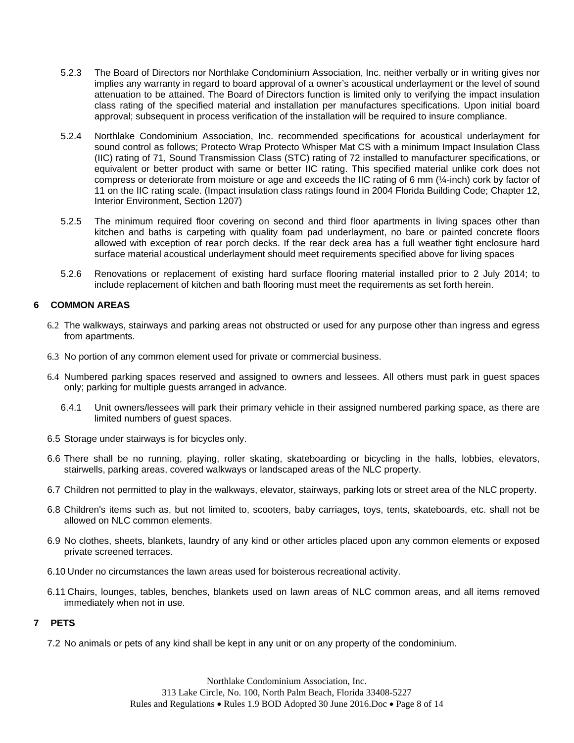5.2.3 The Board of Directors nor Northlake Condominium Association, Inc. neither verbally or in writing gives nor implies any warranty in regard to board approval of a owner's acoustical underlayment or the level of sound attenuation to be attained. The Board of Directors function is limited only to verifying the impact insulation class rating of the specified material and installation per manufactures specifications. Upon initial board approval; subsequent in process verification of the installation will be required to insure compliance.

5.2.4 Northlake Condominium Association, Inc. recommended specifications for acoustical underlayment for sound control as follows; Protecto Wrap Protecto Whisper Mat CS with a minimum Impact Insulation Class (IIC) rating of 71, Sound Transmission Class (STC) rating of 72 installed to manufacturer specifications, or equivalent or better product with same or better IIC rating. This specified material unlike cork does not compress or deteriorate from moisture or age and exceeds the IIC rating of 6 mm (¼-inch) cork by factor of 11 on the IIC rating scale. (Impact insulation class ratings found in 2004 Florida Building Code; Chapter 12, Interior Environment, Section 1207)

5.2.5 The minimum required floor covering on second and third floor apartments in living spaces other than kitchen and baths is carpeting with quality foam pad underlayment, no bare or painted concrete floors allowed with exception of rear porch decks. If the rear deck area has a full weather tight enclosure hard surface material acoustical underlayment should meet requirements specified above for living spaces

5.2.6 Renovations or replacement of existing hard surface flooring material installed prior to 2 July 2014; to include replacement of kitchen and bath flooring must meet the requirements as set forth herein.

## 6 COMMON AREAS

6.2 The walkways, stairways and parking areas not obstructed or used for any purpose other than ingress and egress from apartments.

6.3 No portion of any common element used for private or commercial business.

6.4 Numbered parking spaces reserved and assigned to owners and lessees. All others must park in guest spaces only; parking for multiple guests arranged in advance.

6.4.1 Unit owners/lessees will park their primary vehicle in their assigned numbered parking space, as there are limited numbers of guest spaces.

6.5 Storage under stairways is for bicycles only.

6.6 There shall be no running, playing, roller skating, skateboarding or bicycling in the halls, lobbies, elevators, stairwells, parking areas, covered walkways or landscaped areas of the NLC property.

6.7 Children not permitted to play in the walkways, elevator, stairways, parking lots or street area of the NLC property.

6.8 Children's items such as, but not limited to, scooters, baby carriages, toys, tents, skateboards, etc. shall not be allowed on NLC common elements.

6.9 No clothes, sheets, blankets, laundry of any kind or other articles placed upon any common elements or exposed private screened terraces.

6.10 Under no circumstances the lawn areas used for boisterous recreational activity.

6.11 Chairs, lounges, tables, benches, blankets used on lawn areas of NLC common areas, and all items removed immediately when not in use.

## 7 PETS

7.2 No animals or pets of any kind shall be kept in any unit or on any property of the condominium.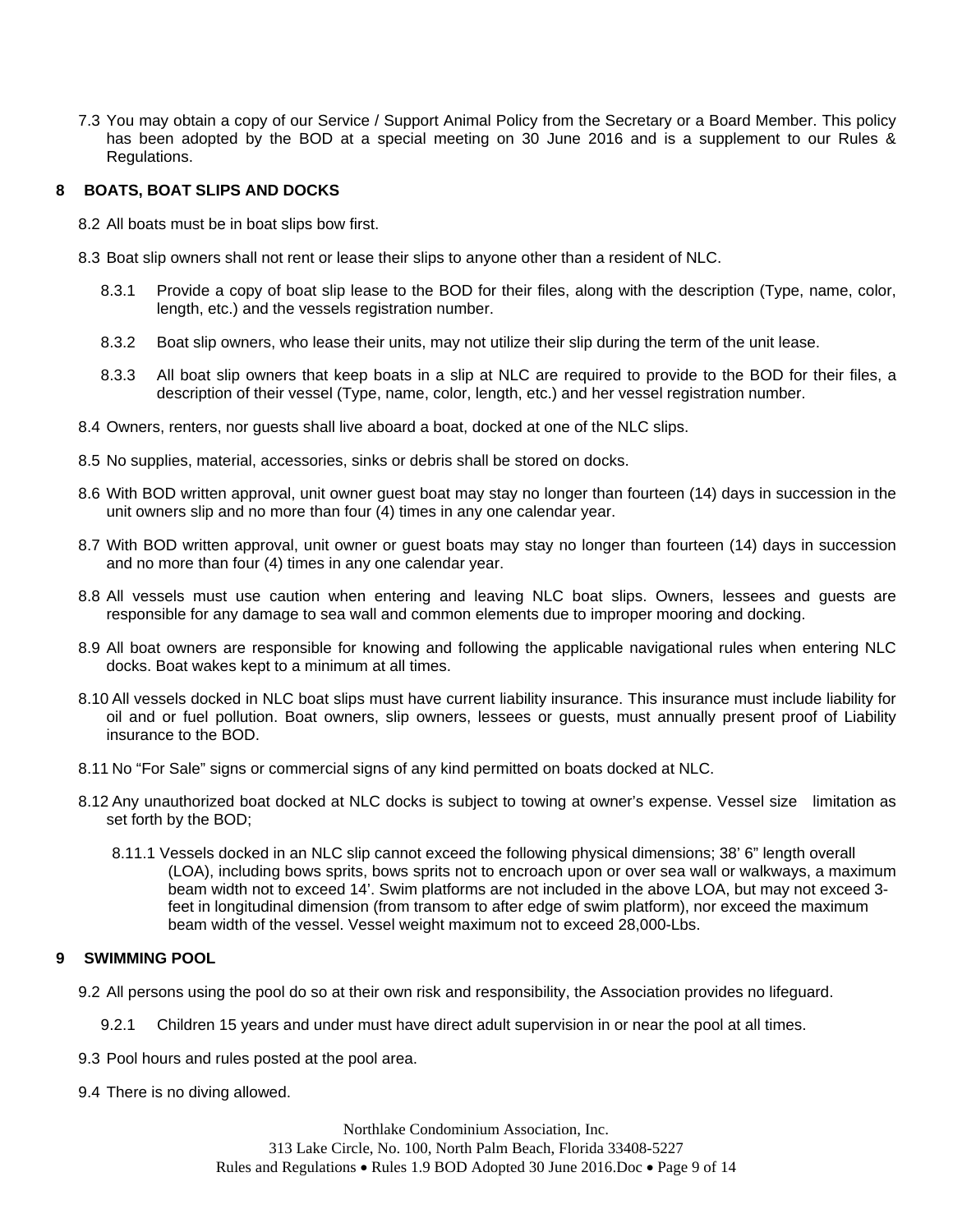7.3 You may obtain a copy of our Service / Support Animal Policy from the Secretary or a Board Member. This policy has been adopted by the BOD at a special meeting on 30 June 2016 and is a supplement to our Rules & Regulations.

## 8 BOATS, BOAT SLIPS AND DOCKS

8.2 All boats must be in boat slips bow first.

8.3 Boat slip owners shall not rent or lease their slips to anyone other than a resident of NLC.

8.3.1 Provide a copy of boat slip lease to the BOD for their files, along with the description (Type, name, color, length, etc.) and the vessels registration number.

8.3.2 Boat slip owners, who lease their units, may not utilize their slip during the term of the unit lease.

8.3.3 All boat slip owners that keep boats in a slip at NLC are required to provide to the BOD for their files, a description of their vessel (Type, name, color, length, etc.) and her vessel registration number.

8.4 Owners, renters, nor guests shall live aboard a boat, docked at one of the NLC slips.

8.5 No supplies, material, accessories, sinks or debris shall be stored on docks.

8.6 With BOD written approval, unit owner guest boat may stay no longer than fourteen (14) days in succession in the unit owners slip and no more than four (4) times in any one calendar year.

8.7 With BOD written approval, unit owner or guest boats may stay no longer than fourteen (14) days in succession and no more than four (4) times in any one calendar year.

8.8 All vessels must use caution when entering and leaving NLC boat slips. Owners, lessees and guests are responsible for any damage to sea wall and common elements due to improper mooring and docking.

8.9 All boat owners are responsible for knowing and following the applicable navigational rules when entering NLC docks. Boat wakes kept to a minimum at all times.

8.10 All vessels docked in NLC boat slips must have current liability insurance. This insurance must include liability for oil and or fuel pollution. Boat owners, slip owners, lessees or guests, must annually present proof of Liability insurance to the BOD.

8.11 No "For Sale" signs or commercial signs of any kind permitted on boats docked at NLC.

8.12 Any unauthorized boat docked at NLC docks is subject to towing at owner's expense. Vessel size limitation as set forth by the BOD;

8.11.1 Vessels docked in an NLC slip cannot exceed the following physical dimensions; 38' 6" length overall (LOA), including bows sprits, bows sprits not to encroach upon or over sea wall or walkways, a maximum beam width not to exceed 14'. Swim platforms are not included in the above LOA, but may not exceed 3-feet in longitudinal dimension (from transom to after edge of swim platform), nor exceed the maximum beam width of the vessel. Vessel weight maximum not to exceed 28,000-Lbs.

## 9 SWIMMING POOL

9.2 All persons using the pool do so at their own risk and responsibility, the Association provides no lifeguard.

9.2.1 Children 15 years and under must have direct adult supervision in or near the pool at all times.

9.3 Pool hours and rules posted at the pool area.

9.4 There is no diving allowed.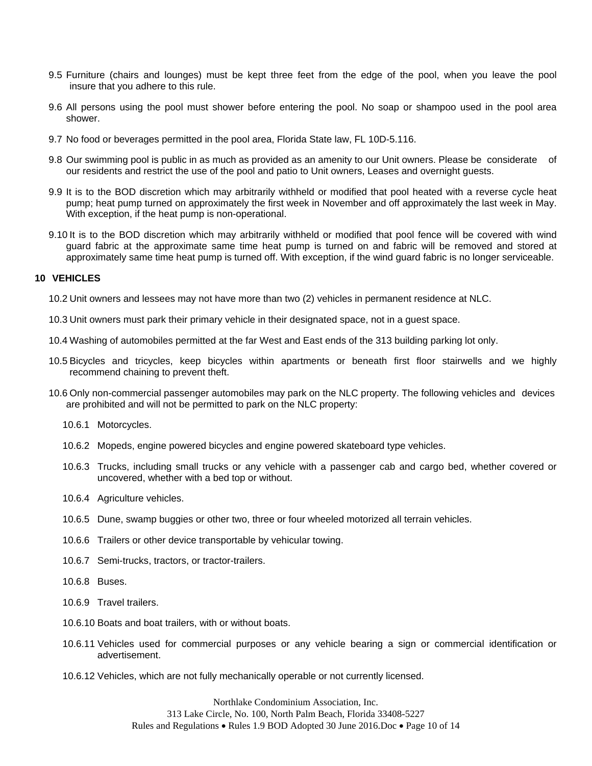9.5 Furniture (chairs and lounges) must be kept three feet from the edge of the pool, when you leave the pool insure that you adhere to this rule.

9.6 All persons using the pool must shower before entering the pool. No soap or shampoo used in the pool area shower.

9.7 No food or beverages permitted in the pool area, Florida State law, FL 10D-5.116.

9.8 Our swimming pool is public in as much as provided as an amenity to our Unit owners. Please be considerate of our residents and restrict the use of the pool and patio to Unit owners, Leases and overnight guests.

9.9 It is to the BOD discretion which may arbitrarily withheld or modified that pool heated with a reverse cycle heat pump; heat pump turned on approximately the first week in November and off approximately the last week in May. With exception, if the heat pump is non-operational.

9.10 It is to the BOD discretion which may arbitrarily withheld or modified that pool fence will be covered with wind guard fabric at the approximate same time heat pump is turned on and fabric will be removed and stored at approximately same time heat pump is turned off. With exception, if the wind guard fabric is no longer serviceable.

## 10 VEHICLES

10.2 Unit owners and lessees may not have more than two (2) vehicles in permanent residence at NLC.

10.3 Unit owners must park their primary vehicle in their designated space, not in a guest space.

10.4 Washing of automobiles permitted at the far West and East ends of the 313 building parking lot only.

10.5 Bicycles and tricycles, keep bicycles within apartments or beneath first floor stairwells and we highly recommend chaining to prevent theft.

10.6 Only non-commercial passenger automobiles may park on the NLC property. The following vehicles and devices are prohibited and will not be permitted to park on the NLC property:

10.6.1 Motorcycles.

10.6.2 Mopeds, engine powered bicycles and engine powered skateboard type vehicles.

10.6.3 Trucks, including small trucks or any vehicle with a passenger cab and cargo bed, whether covered or uncovered, whether with a bed top or without.

10.6.4 Agriculture vehicles.

10.6.5 Dune, swamp buggies or other two, three or four wheeled motorized all terrain vehicles.

10.6.6 Trailers or other device transportable by vehicular towing.

10.6.7 Semi-trucks, tractors, or tractor-trailers.

10.6.8 Buses.

10.6.9 Travel trailers.

10.6.10 Boats and boat trailers, with or without boats.

10.6.11 Vehicles used for commercial purposes or any vehicle bearing a sign or commercial identification or advertisement.

10.6.12 Vehicles, which are not fully mechanically operable or not currently licensed.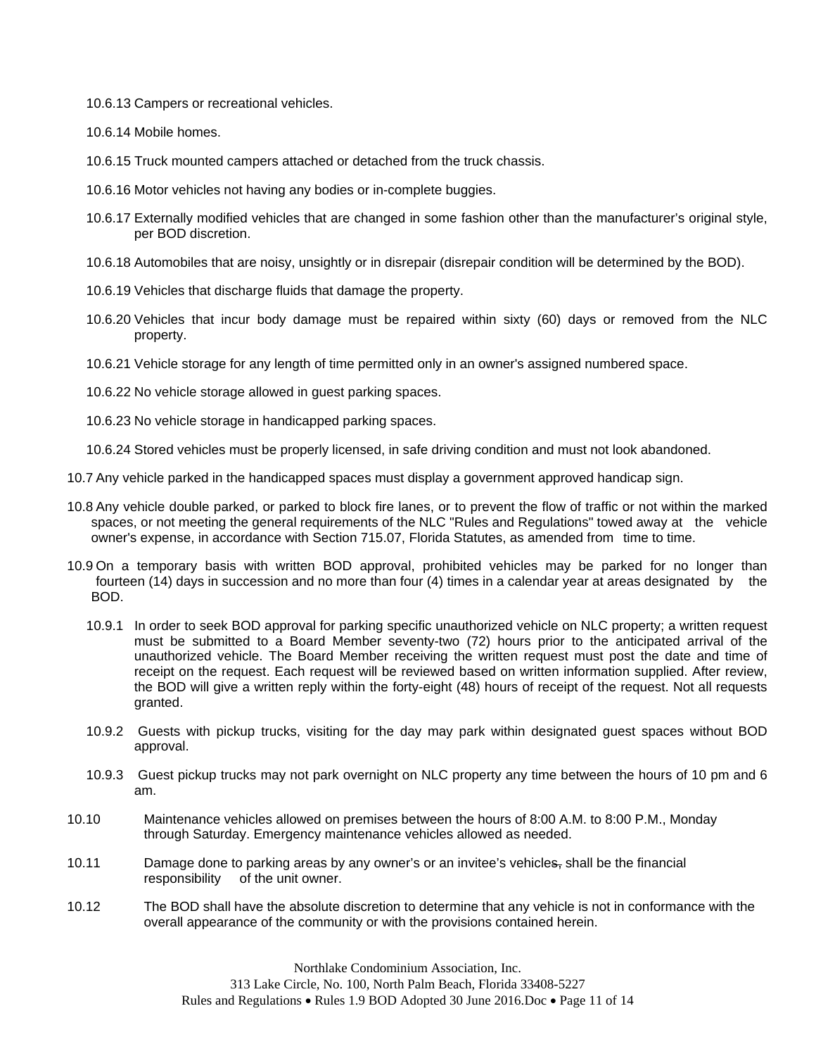10.6.13 Campers or recreational vehicles.

10.6.14 Mobile homes.

10.6.15 Truck mounted campers attached or detached from the truck chassis.

10.6.16 Motor vehicles not having any bodies or in-complete buggies.

10.6.17 Externally modified vehicles that are changed in some fashion other than the manufacturer's original style, per BOD discretion.

10.6.18 Automobiles that are noisy, unsightly or in disrepair (disrepair condition will be determined by the BOD).

10.6.19 Vehicles that discharge fluids that damage the property.

10.6.20 Vehicles that incur body damage must be repaired within sixty (60) days or removed from the NLC property.

10.6.21 Vehicle storage for any length of time permitted only in an owner's assigned numbered space.

10.6.22 No vehicle storage allowed in guest parking spaces.

10.6.23 No vehicle storage in handicapped parking spaces.

10.6.24 Stored vehicles must be properly licensed, in safe driving condition and must not look abandoned.

10.7 Any vehicle parked in the handicapped spaces must display a government approved handicap sign.

10.8 Any vehicle double parked, or parked to block fire lanes, or to prevent the flow of traffic or not within the marked spaces, or not meeting the general requirements of the NLC "Rules and Regulations" towed away at the vehicle owner's expense, in accordance with Section 715.07, Florida Statutes, as amended from time to time.

10.9 On a temporary basis with written BOD approval, prohibited vehicles may be parked for no longer than fourteen (14) days in succession and no more than four (4) times in a calendar year at areas designated by the BOD.

10.9.1 In order to seek BOD approval for parking specific unauthorized vehicle on NLC property; a written request must be submitted to a Board Member seventy-two (72) hours prior to the anticipated arrival of the unauthorized vehicle. The Board Member receiving the written request must post the date and time of receipt on the request. Each request will be reviewed based on written information supplied. After review, the BOD will give a written reply within the forty-eight (48) hours of receipt of the request. Not all requests granted.

10.9.2 Guests with pickup trucks, visiting for the day may park within designated guest spaces without BOD approval.

10.9.3 Guest pickup trucks may not park overnight on NLC property any time between the hours of 10 pm and 6 am.

10.10 Maintenance vehicles allowed on premises between the hours of 8:00 A.M. to 8:00 P.M., Monday through Saturday. Emergency maintenance vehicles allowed as needed.

10.11 Damage done to parking areas by any owner's or an invitee's vehicles~~,~~ shall be the financial responsibility of the unit owner.

10.12 The BOD shall have the absolute discretion to determine that any vehicle is not in conformance with the overall appearance of the community or with the provisions contained herein.

Northlake Condominium Association, Inc.
313 Lake Circle, No. 100, North Palm Beach, Florida 33408-5227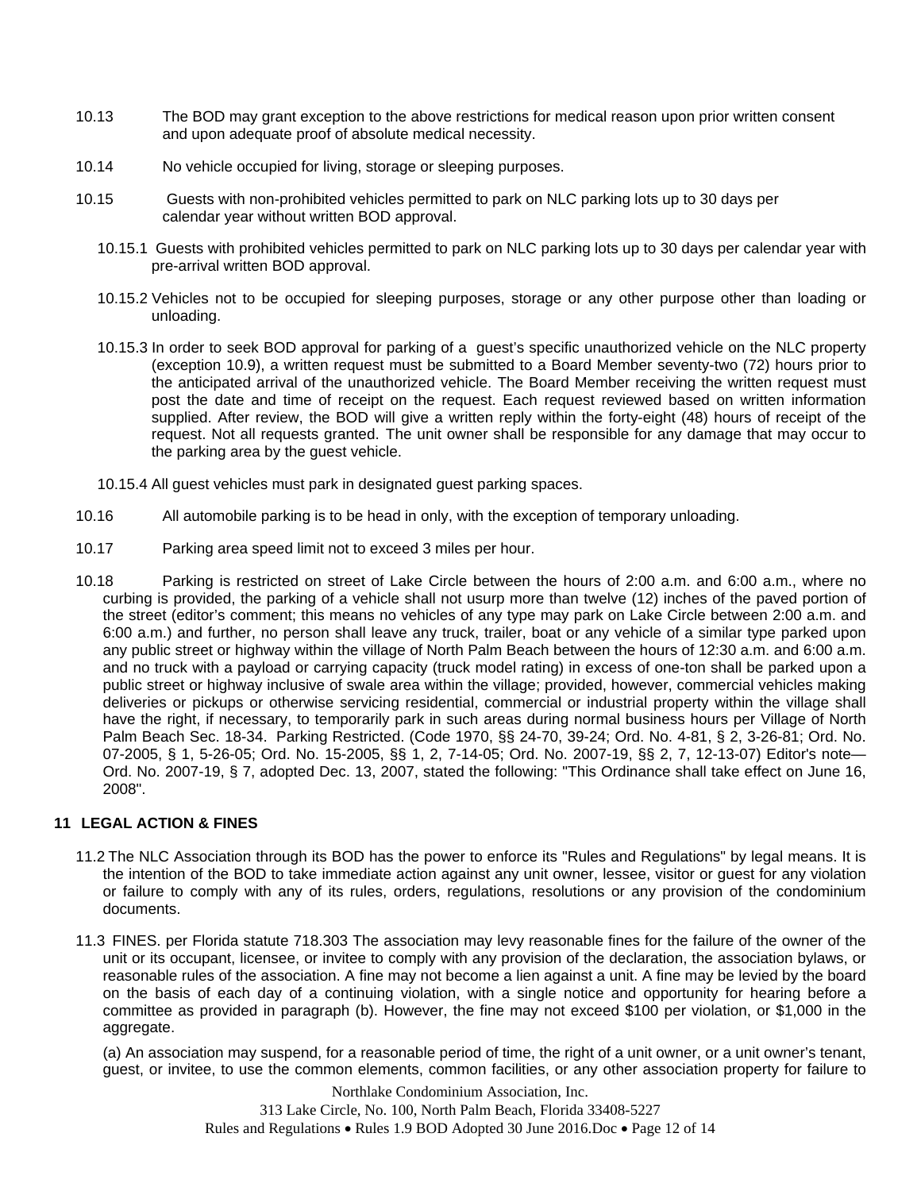10.13 The BOD may grant exception to the above restrictions for medical reason upon prior written consent and upon adequate proof of absolute medical necessity.

10.14 No vehicle occupied for living, storage or sleeping purposes.

10.15 Guests with non-prohibited vehicles permitted to park on NLC parking lots up to 30 days per calendar year without written BOD approval.

10.15.1 Guests with prohibited vehicles permitted to park on NLC parking lots up to 30 days per calendar year with pre-arrival written BOD approval.

10.15.2 Vehicles not to be occupied for sleeping purposes, storage or any other purpose other than loading or unloading.

10.15.3 In order to seek BOD approval for parking of a guest's specific unauthorized vehicle on the NLC property (exception 10.9), a written request must be submitted to a Board Member seventy-two (72) hours prior to the anticipated arrival of the unauthorized vehicle. The Board Member receiving the written request must post the date and time of receipt on the request. Each request reviewed based on written information supplied. After review, the BOD will give a written reply within the forty-eight (48) hours of receipt of the request. Not all requests granted. The unit owner shall be responsible for any damage that may occur to the parking area by the guest vehicle.

10.15.4 All guest vehicles must park in designated guest parking spaces.

10.16 All automobile parking is to be head in only, with the exception of temporary unloading.

10.17 Parking area speed limit not to exceed 3 miles per hour.

10.18 Parking is restricted on street of Lake Circle between the hours of 2:00 a.m. and 6:00 a.m., where no curbing is provided, the parking of a vehicle shall not usurp more than twelve (12) inches of the paved portion of the street (editor's comment; this means no vehicles of any type may park on Lake Circle between 2:00 a.m. and 6:00 a.m.) and further, no person shall leave any truck, trailer, boat or any vehicle of a similar type parked upon any public street or highway within the village of North Palm Beach between the hours of 12:30 a.m. and 6:00 a.m. and no truck with a payload or carrying capacity (truck model rating) in excess of one-ton shall be parked upon a public street or highway inclusive of swale area within the village; provided, however, commercial vehicles making deliveries or pickups or otherwise servicing residential, commercial or industrial property within the village shall have the right, if necessary, to temporarily park in such areas during normal business hours per Village of North Palm Beach Sec. 18-34. Parking Restricted. (Code 1970, §§ 24-70, 39-24; Ord. No. 4-81, § 2, 3-26-81; Ord. No. 07-2005, § 1, 5-26-05; Ord. No. 15-2005, §§ 1, 2, 7-14-05; Ord. No. 2007-19, §§ 2, 7, 12-13-07) Editor's note— Ord. No. 2007-19, § 7, adopted Dec. 13, 2007, stated the following: "This Ordinance shall take effect on June 16, 2008".

## 11 LEGAL ACTION & FINES

11.2 The NLC Association through its BOD has the power to enforce its "Rules and Regulations" by legal means. It is the intention of the BOD to take immediate action against any unit owner, lessee, visitor or guest for any violation or failure to comply with any of its rules, orders, regulations, resolutions or any provision of the condominium documents.

11.3 FINES. per Florida statute 718.303 The association may levy reasonable fines for the failure of the owner of the unit or its occupant, licensee, or invitee to comply with any provision of the declaration, the association bylaws, or reasonable rules of the association. A fine may not become a lien against a unit. A fine may be levied by the board on the basis of each day of a continuing violation, with a single notice and opportunity for hearing before a committee as provided in paragraph (b). However, the fine may not exceed $100 per violation, or $1,000 in the aggregate.

(a) An association may suspend, for a reasonable period of time, the right of a unit owner, or a unit owner's tenant, guest, or invitee, to use the common elements, common facilities, or any other association property for failure to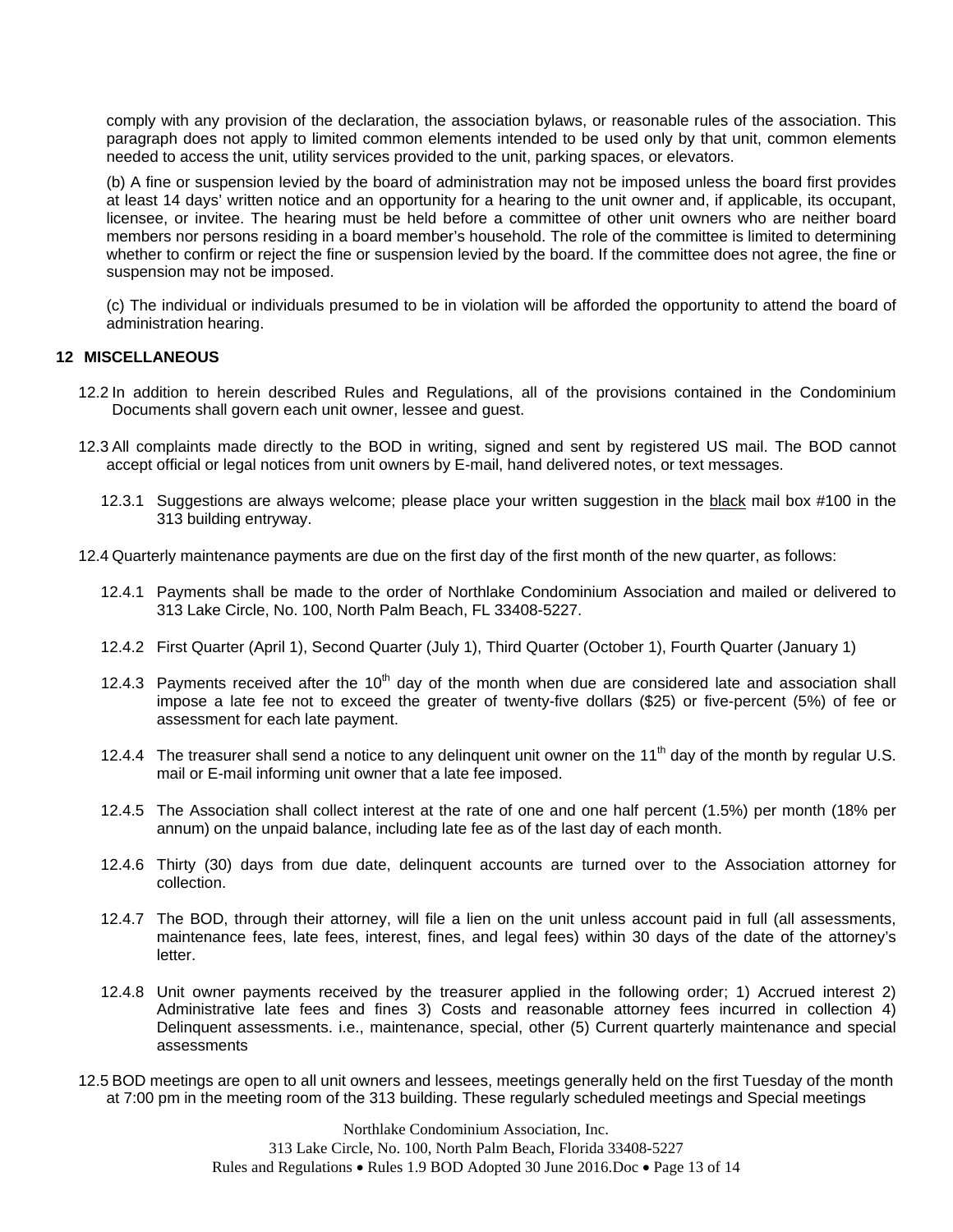comply with any provision of the declaration, the association bylaws, or reasonable rules of the association. This paragraph does not apply to limited common elements intended to be used only by that unit, common elements needed to access the unit, utility services provided to the unit, parking spaces, or elevators.

(b) A fine or suspension levied by the board of administration may not be imposed unless the board first provides at least 14 days' written notice and an opportunity for a hearing to the unit owner and, if applicable, its occupant, licensee, or invitee. The hearing must be held before a committee of other unit owners who are neither board members nor persons residing in a board member's household. The role of the committee is limited to determining whether to confirm or reject the fine or suspension levied by the board. If the committee does not agree, the fine or suspension may not be imposed.

(c) The individual or individuals presumed to be in violation will be afforded the opportunity to attend the board of administration hearing.

## 12 MISCELLANEOUS

12.2 In addition to herein described Rules and Regulations, all of the provisions contained in the Condominium Documents shall govern each unit owner, lessee and guest.

12.3 All complaints made directly to the BOD in writing, signed and sent by registered US mail. The BOD cannot accept official or legal notices from unit owners by E-mail, hand delivered notes, or text messages.

12.3.1 Suggestions are always welcome; please place your written suggestion in the black mail box #100 in the 313 building entryway.

12.4 Quarterly maintenance payments are due on the first day of the first month of the new quarter, as follows:

12.4.1 Payments shall be made to the order of Northlake Condominium Association and mailed or delivered to 313 Lake Circle, No. 100, North Palm Beach, FL 33408-5227.

12.4.2 First Quarter (April 1), Second Quarter (July 1), Third Quarter (October 1), Fourth Quarter (January 1)

12.4.3 Payments received after the 10th day of the month when due are considered late and association shall impose a late fee not to exceed the greater of twenty-five dollars ($25) or five-percent (5%) of fee or assessment for each late payment.

12.4.4 The treasurer shall send a notice to any delinquent unit owner on the 11th day of the month by regular U.S. mail or E-mail informing unit owner that a late fee imposed.

12.4.5 The Association shall collect interest at the rate of one and one half percent (1.5%) per month (18% per annum) on the unpaid balance, including late fee as of the last day of each month.

12.4.6 Thirty (30) days from due date, delinquent accounts are turned over to the Association attorney for collection.

12.4.7 The BOD, through their attorney, will file a lien on the unit unless account paid in full (all assessments, maintenance fees, late fees, interest, fines, and legal fees) within 30 days of the date of the attorney's letter.

12.4.8 Unit owner payments received by the treasurer applied in the following order; 1) Accrued interest 2) Administrative late fees and fines 3) Costs and reasonable attorney fees incurred in collection 4) Delinquent assessments. i.e., maintenance, special, other (5) Current quarterly maintenance and special assessments

12.5 BOD meetings are open to all unit owners and lessees, meetings generally held on the first Tuesday of the month at 7:00 pm in the meeting room of the 313 building. These regularly scheduled meetings and Special meetings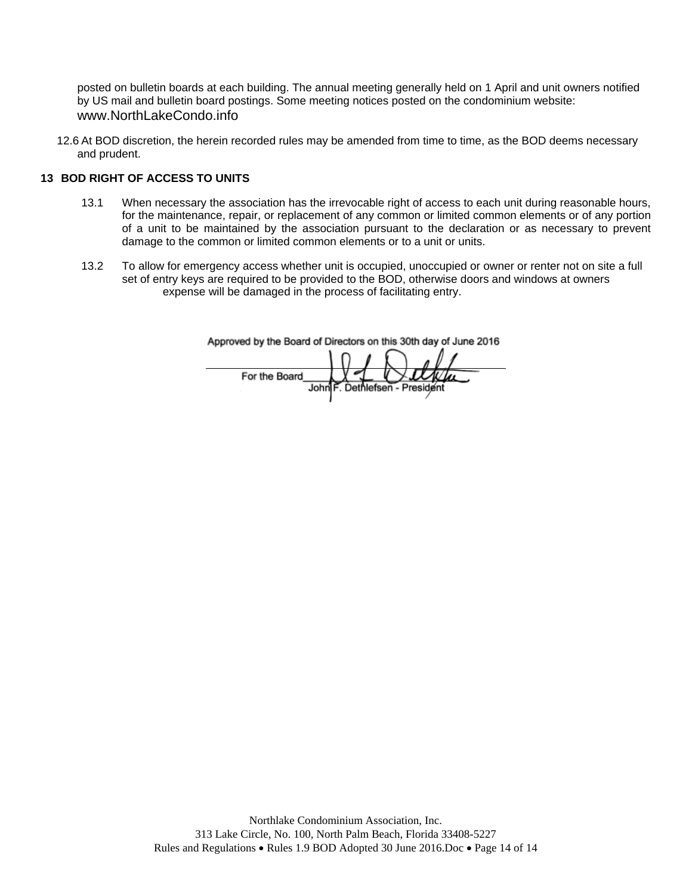posted on bulletin boards at each building. The annual meeting generally held on 1 April and unit owners notified by US mail and bulletin board postings. Some meeting notices posted on the condominium website: www.NorthLakeCondo.info

12.6 At BOD discretion, the herein recorded rules may be amended from time to time, as the BOD deems necessary and prudent.

## 13 BOD RIGHT OF ACCESS TO UNITS

13.1 When necessary the association has the irrevocable right of access to each unit during reasonable hours, for the maintenance, repair, or replacement of any common or limited common elements or of any portion of a unit to be maintained by the association pursuant to the declaration or as necessary to prevent damage to the common or limited common elements or to a unit or units.

13.2 To allow for emergency access whether unit is occupied, unoccupied or owner or renter not on site a full set of entry keys are required to be provided to the BOD, otherwise doors and windows at owners expense will be damaged in the process of facilitating entry.

Approved by the Board of Directors on this 30th day of June 2016

For the Board ______________________
John F. Dethlefsen - President